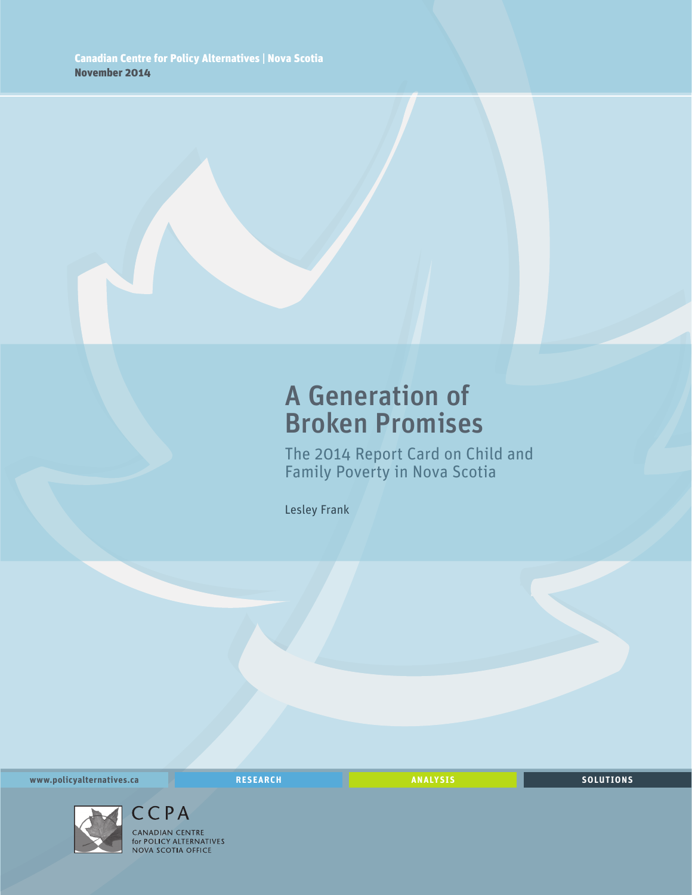Canadian Centre for Policy Alternatives | Nova Scotia
**November 2014**

# A Generation of Broken Promises

## The 2014 Report Card on Child and Family Poverty in Nova Scotia

Lesley Frank

www.policyalternatives.ca RESEARCH ANALYSIS SOLUTIONS

CCPA
CANADIAN CENTRE for POLICY ALTERNATIVES
NOVA SCOTIA OFFICE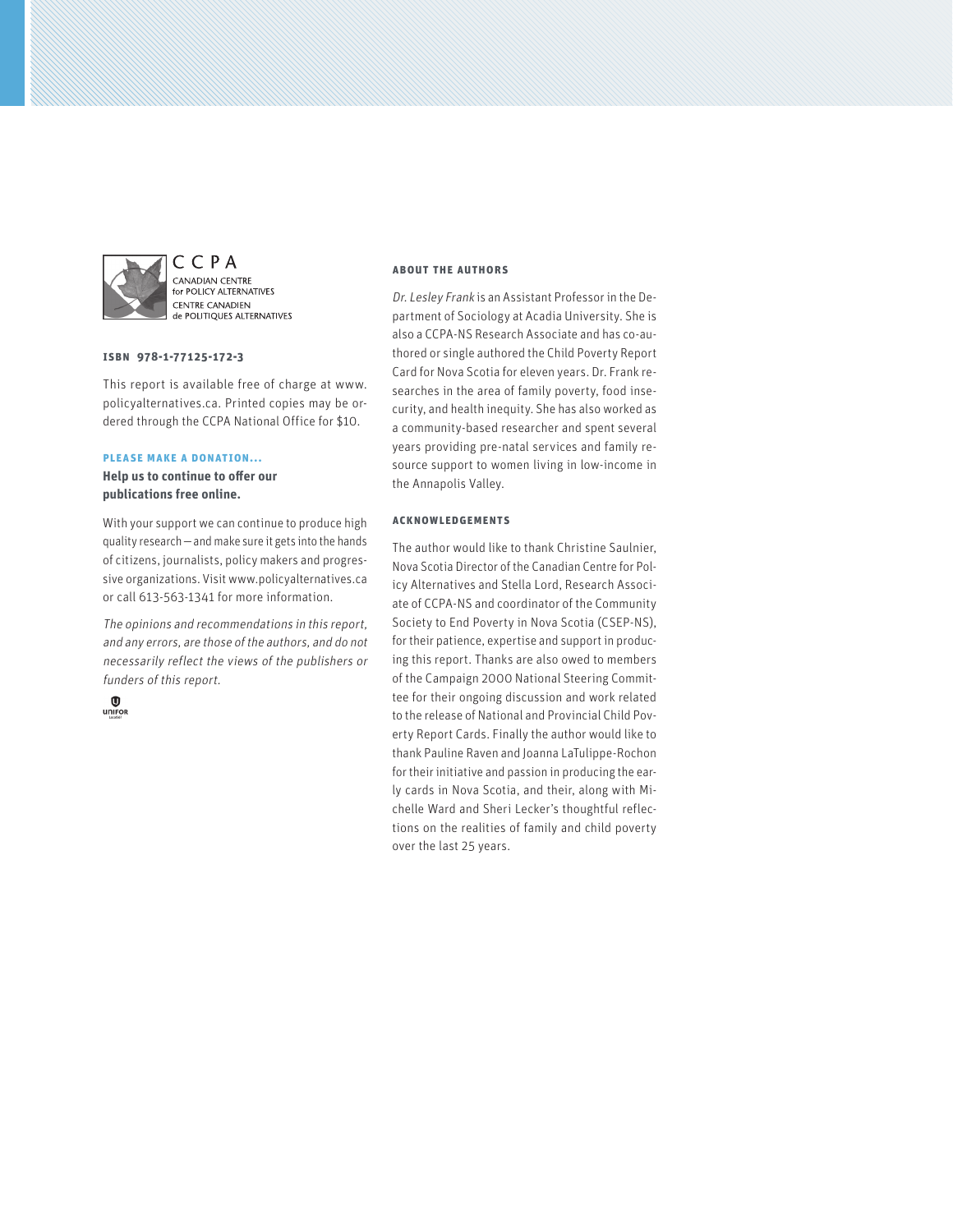CCPA
CANADIAN CENTRE
for POLICY ALTERNATIVES
CENTRE CANADIEN
de POLITIQUES ALTERNATIVES

**ISBN 978-1-77125-172-3**

This report is available free of charge at www.policyalternatives.ca. Printed copies may be ordered through the CCPA National Office for $10.

**PLEASE MAKE A DONATION...**

**Help us to continue to offer our publications free online.**

With your support we can continue to produce high quality research — and make sure it gets into the hands of citizens, journalists, policy makers and progressive organizations. Visit www.policyalternatives.ca or call 613-563-1341 for more information.

*The opinions and recommendations in this report, and any errors, are those of the authors, and do not necessarily reflect the views of the publishers or funders of this report.*

UNIFOR

### ABOUT THE AUTHORS

*Dr. Lesley Frank* is an Assistant Professor in the Department of Sociology at Acadia University. She is also a CCPA-NS Research Associate and has co-authored or single authored the Child Poverty Report Card for Nova Scotia for eleven years. Dr. Frank researches in the area of family poverty, food insecurity, and health inequity. She has also worked as a community-based researcher and spent several years providing pre-natal services and family resource support to women living in low-income in the Annapolis Valley.

### ACKNOWLEDGEMENTS

The author would like to thank Christine Saulnier, Nova Scotia Director of the Canadian Centre for Policy Alternatives and Stella Lord, Research Associate of CCPA-NS and coordinator of the Community Society to End Poverty in Nova Scotia (CSEP-NS), for their patience, expertise and support in producing this report. Thanks are also owed to members of the Campaign 2000 National Steering Committee for their ongoing discussion and work related to the release of National and Provincial Child Poverty Report Cards. Finally the author would like to thank Pauline Raven and Joanna LaTulippe-Rochon for their initiative and passion in producing the early cards in Nova Scotia, and their, along with Michelle Ward and Sheri Lecker's thoughtful reflections on the realities of family and child poverty over the last 25 years.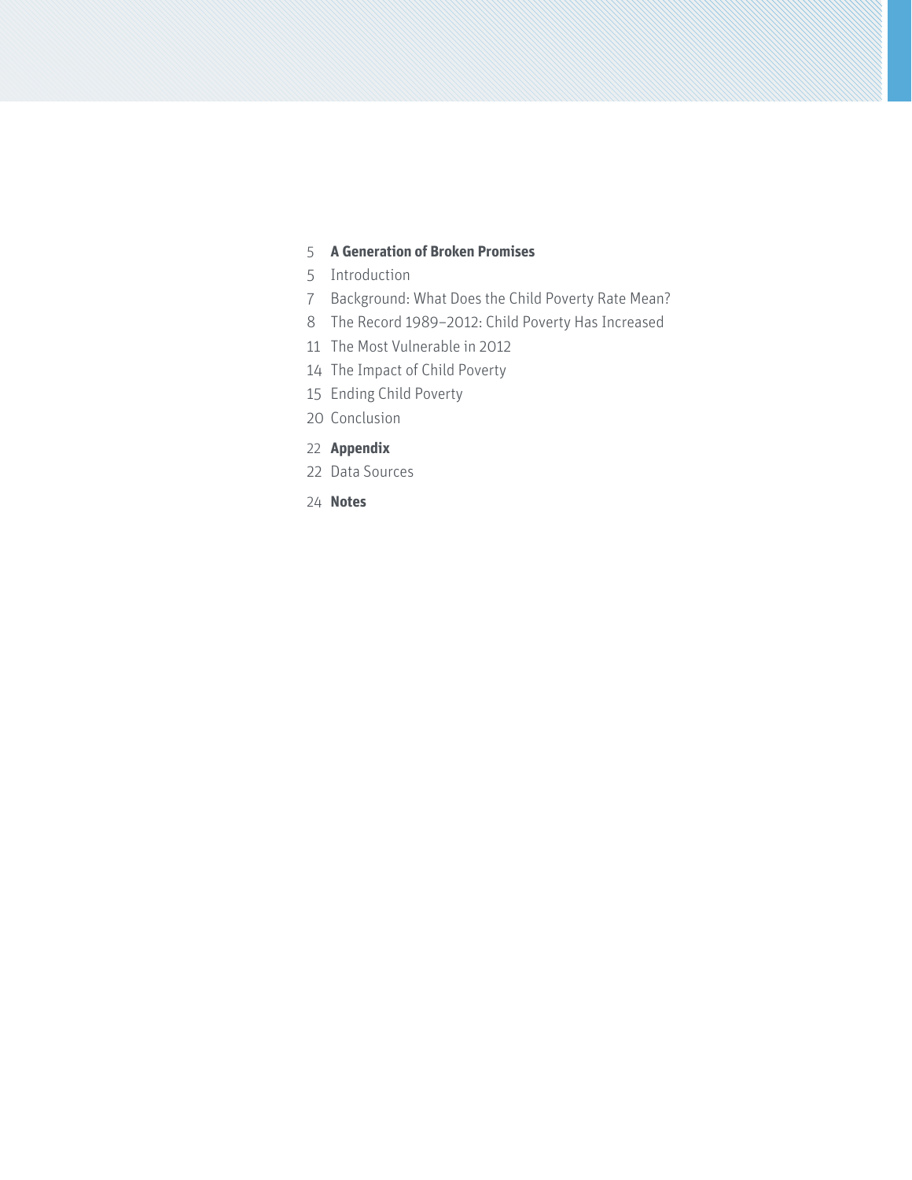5 **A Generation of Broken Promises**

5 Introduction

7 Background: What Does the Child Poverty Rate Mean?

8 The Record 1989–2012: Child Poverty Has Increased

11 The Most Vulnerable in 2012

14 The Impact of Child Poverty

15 Ending Child Poverty

20 Conclusion

22 **Appendix**

22 Data Sources

24 **Notes**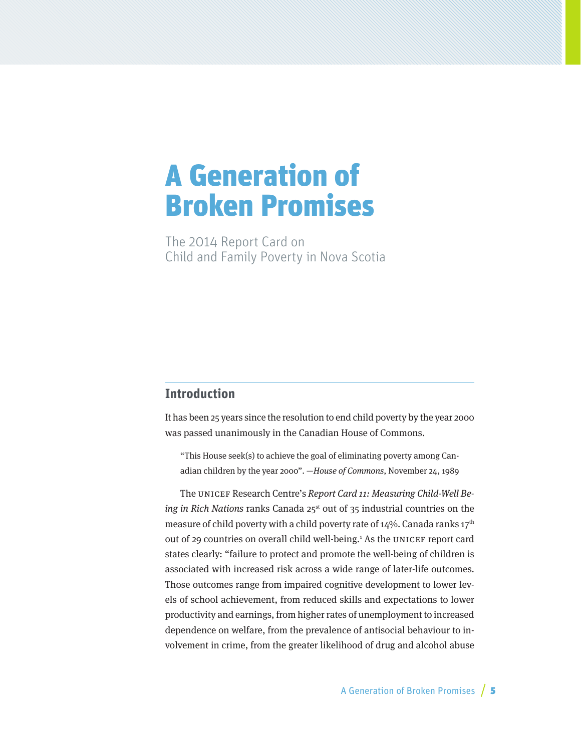# A Generation of Broken Promises

The 2014 Report Card on Child and Family Poverty in Nova Scotia

## Introduction

It has been 25 years since the resolution to end child poverty by the year 2000 was passed unanimously in the Canadian House of Commons.

> "This House seek(s) to achieve the goal of eliminating poverty among Canadian children by the year 2000". —*House of Commons*, November 24, 1989

The UNICEF Research Centre's *Report Card 11: Measuring Child-Well Being in Rich Nations* ranks Canada 25st out of 35 industrial countries on the measure of child poverty with a child poverty rate of 14%. Canada ranks 17th out of 29 countries on overall child well-being.[1] As the UNICEF report card states clearly: "failure to protect and promote the well-being of children is associated with increased risk across a wide range of later-life outcomes. Those outcomes range from impaired cognitive development to lower levels of school achievement, from reduced skills and expectations to lower productivity and earnings, from higher rates of unemployment to increased dependence on welfare, from the prevalence of antisocial behaviour to involvement in crime, from the greater likelihood of drug and alcohol abuse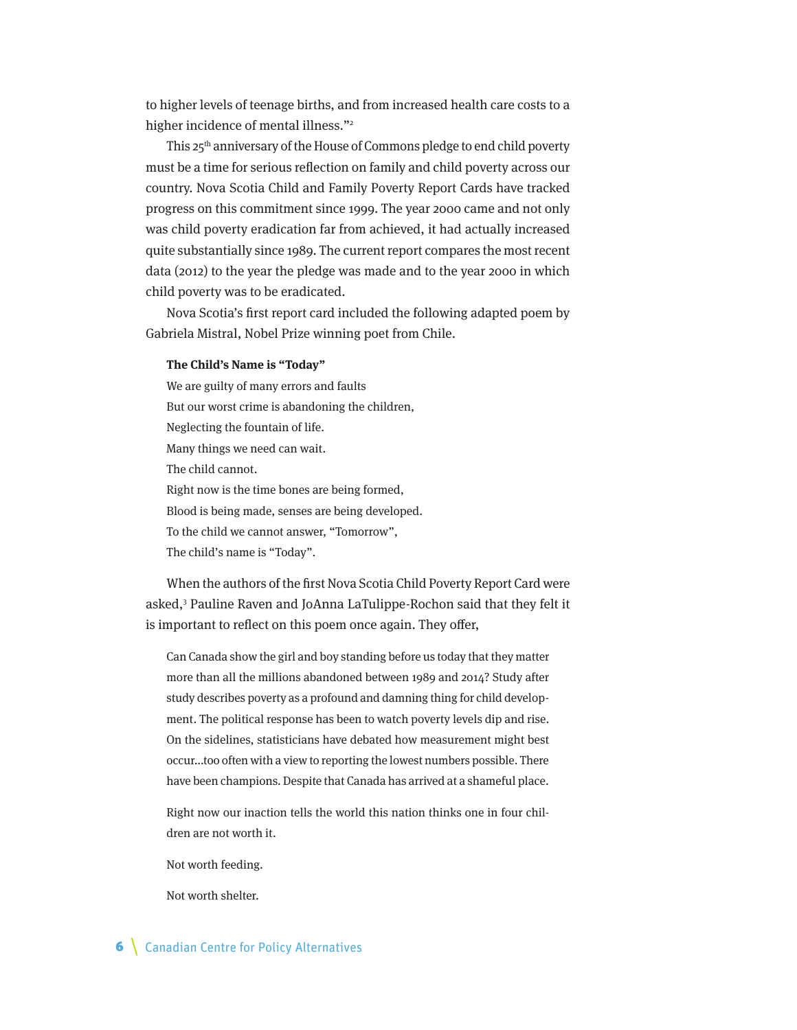to higher levels of teenage births, and from increased health care costs to a higher incidence of mental illness."[2]

This 25th anniversary of the House of Commons pledge to end child poverty must be a time for serious reflection on family and child poverty across our country. Nova Scotia Child and Family Poverty Report Cards have tracked progress on this commitment since 1999. The year 2000 came and not only was child poverty eradication far from achieved, it had actually increased quite substantially since 1989. The current report compares the most recent data (2012) to the year the pledge was made and to the year 2000 in which child poverty was to be eradicated.

Nova Scotia's first report card included the following adapted poem by Gabriela Mistral, Nobel Prize winning poet from Chile.

**The Child's Name is "Today"**

We are guilty of many errors and faults
But our worst crime is abandoning the children,
Neglecting the fountain of life.
Many things we need can wait.
The child cannot.
Right now is the time bones are being formed,
Blood is being made, senses are being developed.
To the child we cannot answer, "Tomorrow",
The child's name is "Today".

When the authors of the first Nova Scotia Child Poverty Report Card were asked,[3] Pauline Raven and JoAnna LaTulippe-Rochon said that they felt it is important to reflect on this poem once again. They offer,

> Can Canada show the girl and boy standing before us today that they matter more than all the millions abandoned between 1989 and 2014? Study after study describes poverty as a profound and damning thing for child development. The political response has been to watch poverty levels dip and rise. On the sidelines, statisticians have debated how measurement might best occur…too often with a view to reporting the lowest numbers possible. There have been champions. Despite that Canada has arrived at a shameful place.
>
> Right now our inaction tells the world this nation thinks one in four children are not worth it.
>
> Not worth feeding.
>
> Not worth shelter.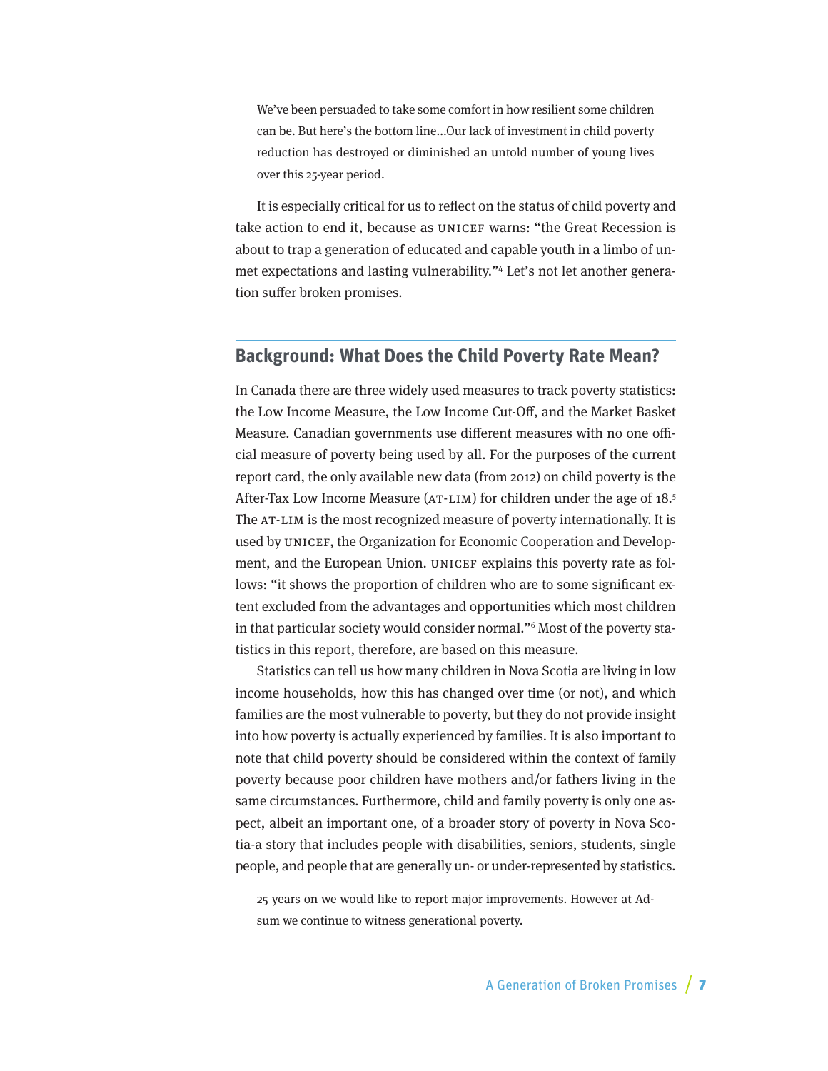> We've been persuaded to take some comfort in how resilient some children can be. But here's the bottom line...Our lack of investment in child poverty reduction has destroyed or diminished an untold number of young lives over this 25-year period.

It is especially critical for us to reflect on the status of child poverty and take action to end it, because as UNICEF warns: "the Great Recession is about to trap a generation of educated and capable youth in a limbo of unmet expectations and lasting vulnerability."[4] Let's not let another generation suffer broken promises.

## Background: What Does the Child Poverty Rate Mean?

In Canada there are three widely used measures to track poverty statistics: the Low Income Measure, the Low Income Cut-Off, and the Market Basket Measure. Canadian governments use different measures with no one official measure of poverty being used by all. For the purposes of the current report card, the only available new data (from 2012) on child poverty is the After-Tax Low Income Measure (AT-LIM) for children under the age of 18.[5] The AT-LIM is the most recognized measure of poverty internationally. It is used by UNICEF, the Organization for Economic Cooperation and Development, and the European Union. UNICEF explains this poverty rate as follows: "it shows the proportion of children who are to some significant extent excluded from the advantages and opportunities which most children in that particular society would consider normal."[6] Most of the poverty statistics in this report, therefore, are based on this measure.

Statistics can tell us how many children in Nova Scotia are living in low income households, how this has changed over time (or not), and which families are the most vulnerable to poverty, but they do not provide insight into how poverty is actually experienced by families. It is also important to note that child poverty should be considered within the context of family poverty because poor children have mothers and/or fathers living in the same circumstances. Furthermore, child and family poverty is only one aspect, albeit an important one, of a broader story of poverty in Nova Scotia-a story that includes people with disabilities, seniors, students, single people, and people that are generally un- or under-represented by statistics.

> 25 years on we would like to report major improvements. However at Adsum we continue to witness generational poverty.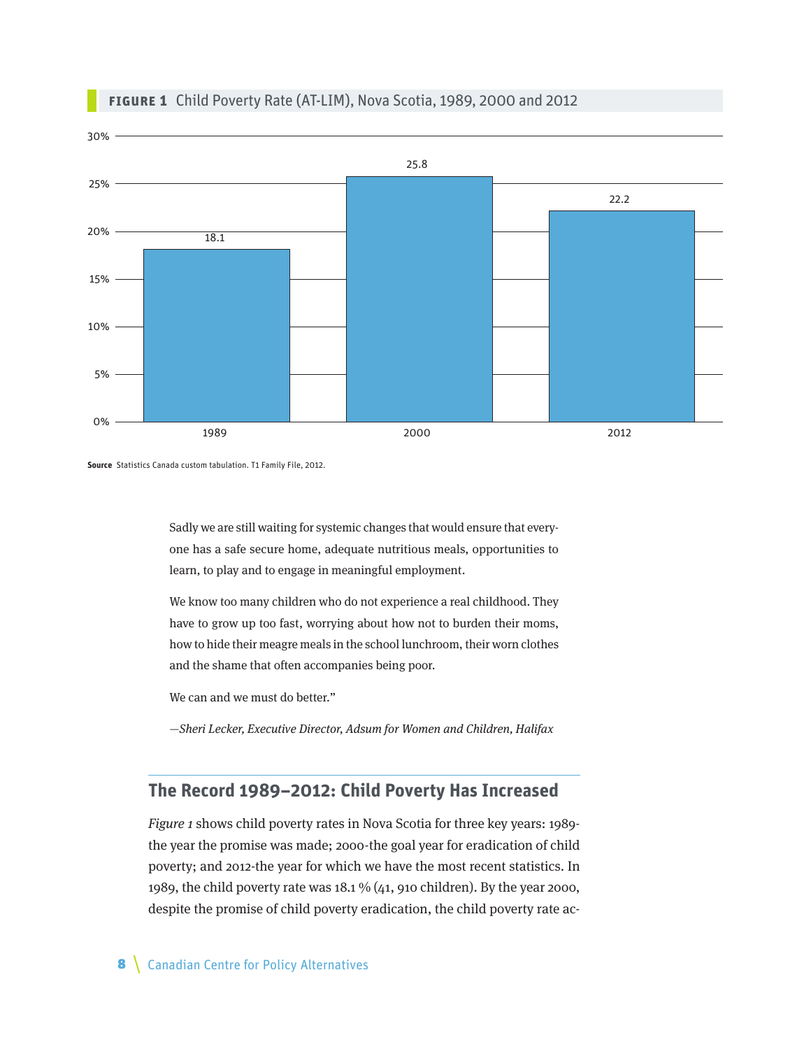**FIGURE 1** Child Poverty Rate (AT-LIM), Nova Scotia, 1989, 2000 and 2012

| Year | Child Poverty Rate (%) |
|---|---|
| 1989 | 18.1 |
| 2000 | 25.8 |
| 2012 | 22.2 |

**Source** Statistics Canada custom tabulation. T1 Family File, 2012.

Sadly we are still waiting for systemic changes that would ensure that everyone has a safe secure home, adequate nutritious meals, opportunities to learn, to play and to engage in meaningful employment.

We know too many children who do not experience a real childhood. They have to grow up too fast, worrying about how not to burden their moms, how to hide their meagre meals in the school lunchroom, their worn clothes and the shame that often accompanies being poor.

We can and we must do better."

*—Sheri Lecker, Executive Director, Adsum for Women and Children, Halifax*

## The Record 1989–2012: Child Poverty Has Increased

*Figure 1* shows child poverty rates in Nova Scotia for three key years: 1989-the year the promise was made; 2000-the goal year for eradication of child poverty; and 2012-the year for which we have the most recent statistics. In 1989, the child poverty rate was 18.1 % (41, 910 children). By the year 2000, despite the promise of child poverty eradication, the child poverty rate ac-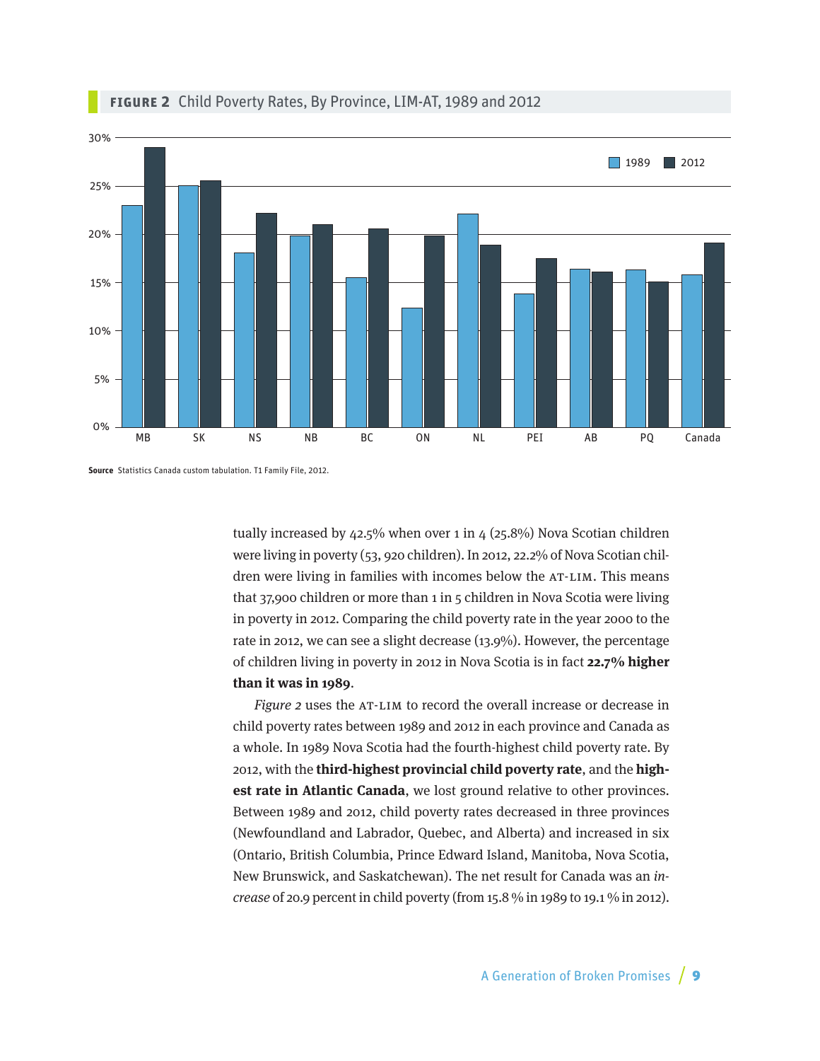**FIGURE 2** Child Poverty Rates, By Province, LIM-AT, 1989 and 2012

**Source** Statistics Canada custom tabulation. T1 Family File, 2012.

tually increased by 42.5% when over 1 in 4 (25.8%) Nova Scotian children were living in poverty (53, 920 children). In 2012, 22.2% of Nova Scotian children were living in families with incomes below the AT-LIM. This means that 37,900 children or more than 1 in 5 children in Nova Scotia were living in poverty in 2012. Comparing the child poverty rate in the year 2000 to the rate in 2012, we can see a slight decrease (13.9%). However, the percentage of children living in poverty in 2012 in Nova Scotia is in fact **22.7% higher than it was in 1989**.

*Figure 2* uses the AT-LIM to record the overall increase or decrease in child poverty rates between 1989 and 2012 in each province and Canada as a whole. In 1989 Nova Scotia had the fourth-highest child poverty rate. By 2012, with the **third-highest provincial child poverty rate**, and the **highest rate in Atlantic Canada**, we lost ground relative to other provinces. Between 1989 and 2012, child poverty rates decreased in three provinces (Newfoundland and Labrador, Quebec, and Alberta) and increased in six (Ontario, British Columbia, Prince Edward Island, Manitoba, Nova Scotia, New Brunswick, and Saskatchewan). The net result for Canada was an *increase* of 20.9 percent in child poverty (from 15.8 % in 1989 to 19.1 % in 2012).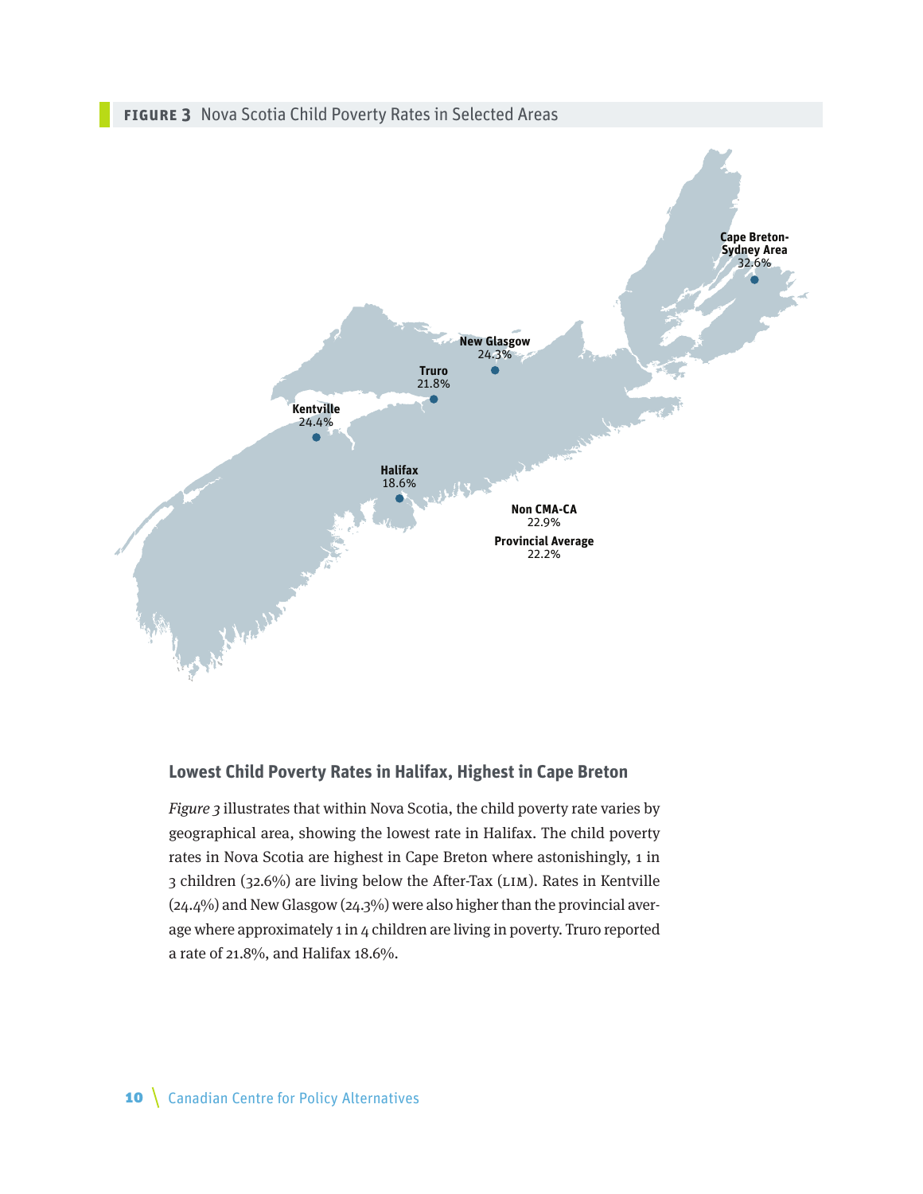**FIGURE 3** Nova Scotia Child Poverty Rates in Selected Areas

Cape Breton-Sydney Area 32.6%

New Glasgow 24.3%

Truro 21.8%

Kentville 24.4%

Halifax 18.6%

Non CMA-CA 22.9%

Provincial Average 22.2%

## Lowest Child Poverty Rates in Halifax, Highest in Cape Breton

*Figure 3* illustrates that within Nova Scotia, the child poverty rate varies by geographical area, showing the lowest rate in Halifax. The child poverty rates in Nova Scotia are highest in Cape Breton where astonishingly, 1 in 3 children (32.6%) are living below the After-Tax (LIM). Rates in Kentville (24.4%) and New Glasgow (24.3%) were also higher than the provincial average where approximately 1 in 4 children are living in poverty. Truro reported a rate of 21.8%, and Halifax 18.6%.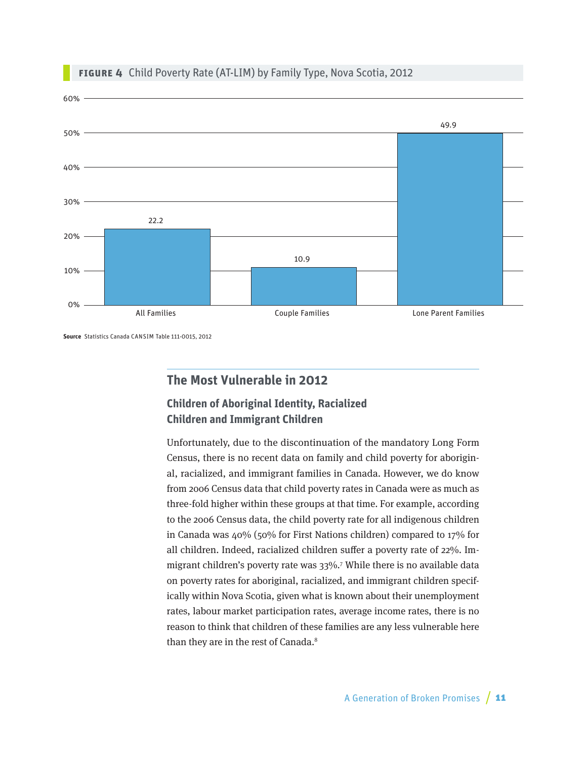**FIGURE 4** Child Poverty Rate (AT-LIM) by Family Type, Nova Scotia, 2012

| Family Type | Child Poverty Rate (%) |
|---|---|
| All Families | 22.2 |
| Couple Families | 10.9 |
| Lone Parent Families | 49.9 |

**Source** Statistics Canada CANSIM Table 111-0015, 2012

## The Most Vulnerable in 2012

### Children of Aboriginal Identity, Racialized Children and Immigrant Children

Unfortunately, due to the discontinuation of the mandatory Long Form Census, there is no recent data on family and child poverty for aboriginal, racialized, and immigrant families in Canada. However, we do know from 2006 Census data that child poverty rates in Canada were as much as three-fold higher within these groups at that time. For example, according to the 2006 Census data, the child poverty rate for all indigenous children in Canada was 40% (50% for First Nations children) compared to 17% for all children. Indeed, racialized children suffer a poverty rate of 22%. Immigrant children's poverty rate was 33%.[7] While there is no available data on poverty rates for aboriginal, racialized, and immigrant children specifically within Nova Scotia, given what is known about their unemployment rates, labour market participation rates, average income rates, there is no reason to think that children of these families are any less vulnerable here than they are in the rest of Canada.[8]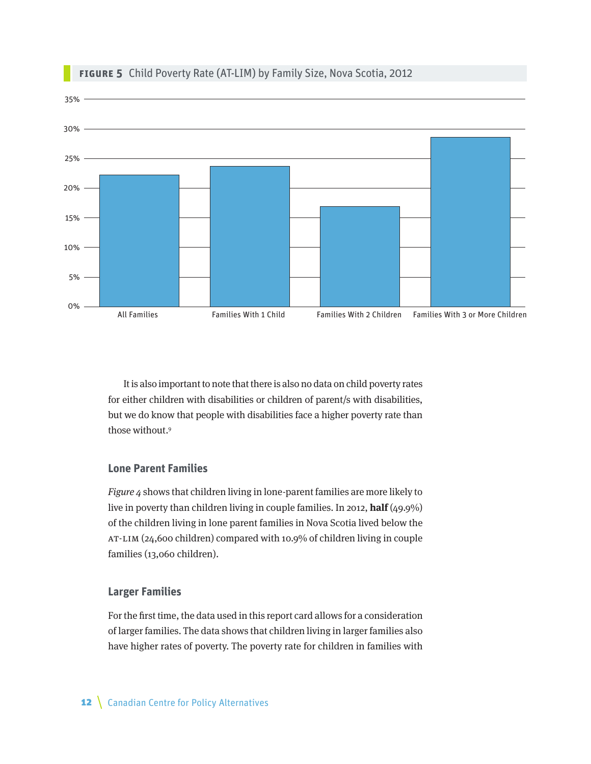**FIGURE 5** Child Poverty Rate (AT-LIM) by Family Size, Nova Scotia, 2012

It is also important to note that there is also no data on child poverty rates for either children with disabilities or children of parent/s with disabilities, but we do know that people with disabilities face a higher poverty rate than those without.[9]

### Lone Parent Families

*Figure 4* shows that children living in lone-parent families are more likely to live in poverty than children living in couple families. In 2012, **half** (49.9%) of the children living in lone parent families in Nova Scotia lived below the AT-LIM (24,600 children) compared with 10.9% of children living in couple families (13,060 children).

### Larger Families

For the first time, the data used in this report card allows for a consideration of larger families. The data shows that children living in larger families also have higher rates of poverty. The poverty rate for children in families with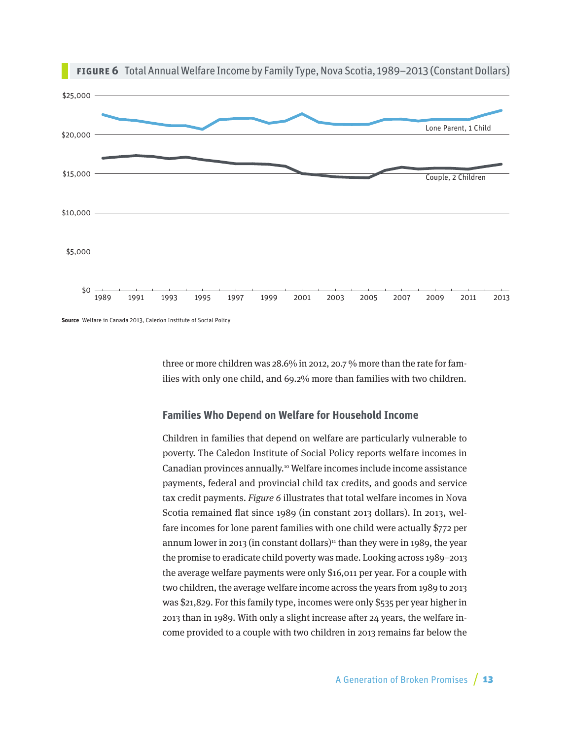**FIGURE 6** Total Annual Welfare Income by Family Type, Nova Scotia, 1989–2013 (Constant Dollars)

**Source** Welfare in Canada 2013, Caledon Institute of Social Policy

three or more children was 28.6% in 2012, 20.7 % more than the rate for families with only one child, and 69.2% more than families with two children.

### Families Who Depend on Welfare for Household Income

Children in families that depend on welfare are particularly vulnerable to poverty. The Caledon Institute of Social Policy reports welfare incomes in Canadian provinces annually.[10] Welfare incomes include income assistance payments, federal and provincial child tax credits, and goods and service tax credit payments. *Figure 6* illustrates that total welfare incomes in Nova Scotia remained flat since 1989 (in constant 2013 dollars). In 2013, welfare incomes for lone parent families with one child were actually $772 per annum lower in 2013 (in constant dollars)[11] than they were in 1989, the year the promise to eradicate child poverty was made. Looking across 1989–2013 the average welfare payments were only $16,011 per year. For a couple with two children, the average welfare income across the years from 1989 to 2013 was $21,829. For this family type, incomes were only $535 per year higher in 2013 than in 1989. With only a slight increase after 24 years, the welfare income provided to a couple with two children in 2013 remains far below the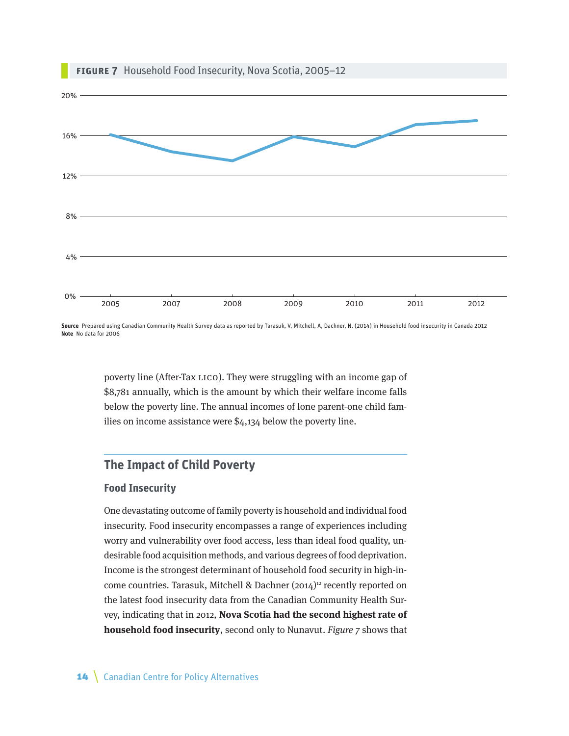**FIGURE 7** Household Food Insecurity, Nova Scotia, 2005–12

**Source** Prepared using Canadian Community Health Survey data as reported by Tarasuk, V, Mitchell, A, Dachner, N. (2014) in Household food insecurity in Canada 2012
**Note** No data for 2006

poverty line (After-Tax LICO). They were struggling with an income gap of $8,781 annually, which is the amount by which their welfare income falls below the poverty line. The annual incomes of lone parent-one child families on income assistance were $4,134 below the poverty line.

## The Impact of Child Poverty

### Food Insecurity

One devastating outcome of family poverty is household and individual food insecurity. Food insecurity encompasses a range of experiences including worry and vulnerability over food access, less than ideal food quality, undesirable food acquisition methods, and various degrees of food deprivation. Income is the strongest determinant of household food security in high-income countries. Tarasuk, Mitchell & Dachner (2014)[12] recently reported on the latest food insecurity data from the Canadian Community Health Survey, indicating that in 2012, **Nova Scotia had the second highest rate of household food insecurity**, second only to Nunavut. *Figure 7* shows that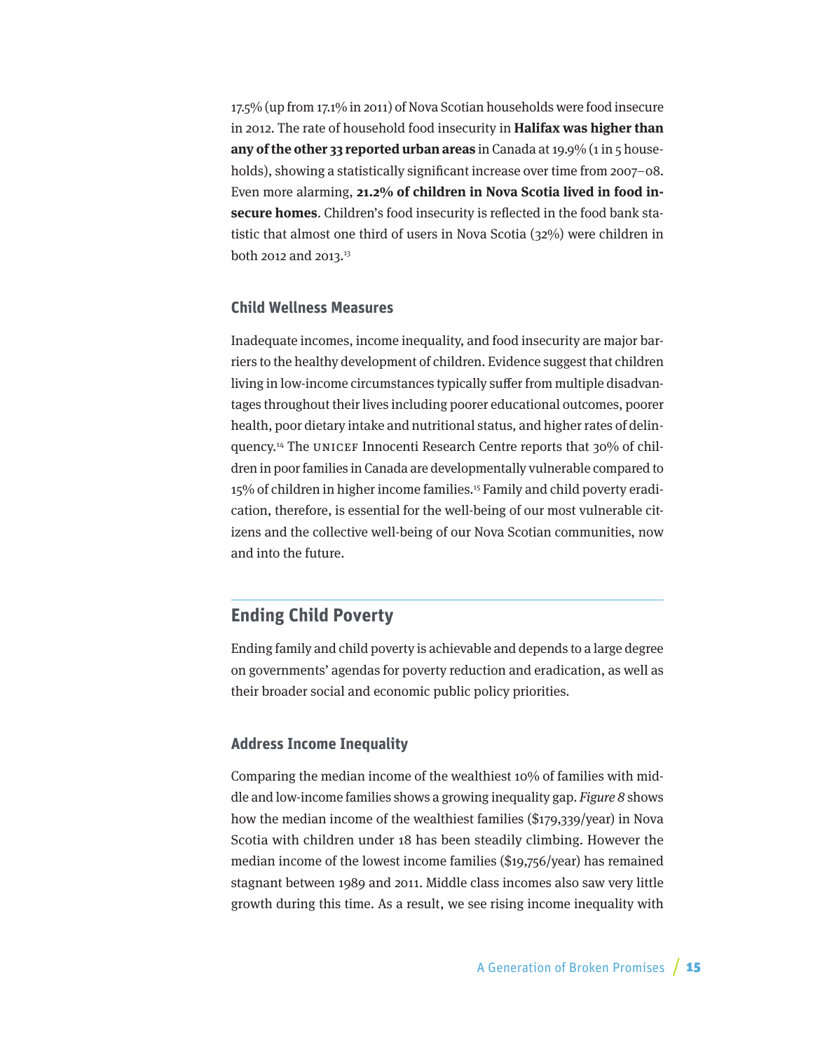17.5% (up from 17.1% in 2011) of Nova Scotian households were food insecure in 2012. The rate of household food insecurity in **Halifax was higher than any of the other 33 reported urban areas** in Canada at 19.9% (1 in 5 households), showing a statistically significant increase over time from 2007–08. Even more alarming, **21.2% of children in Nova Scotia lived in food insecure homes**. Children's food insecurity is reflected in the food bank statistic that almost one third of users in Nova Scotia (32%) were children in both 2012 and 2013.[13]

### Child Wellness Measures

Inadequate incomes, income inequality, and food insecurity are major barriers to the healthy development of children. Evidence suggest that children living in low-income circumstances typically suffer from multiple disadvantages throughout their lives including poorer educational outcomes, poorer health, poor dietary intake and nutritional status, and higher rates of delinquency.[14] The UNICEF Innocenti Research Centre reports that 30% of children in poor families in Canada are developmentally vulnerable compared to 15% of children in higher income families.[15] Family and child poverty eradication, therefore, is essential for the well-being of our most vulnerable citizens and the collective well-being of our Nova Scotian communities, now and into the future.

## Ending Child Poverty

Ending family and child poverty is achievable and depends to a large degree on governments' agendas for poverty reduction and eradication, as well as their broader social and economic public policy priorities.

### Address Income Inequality

Comparing the median income of the wealthiest 10% of families with middle and low-income families shows a growing inequality gap. *Figure 8* shows how the median income of the wealthiest families ($179,339/year) in Nova Scotia with children under 18 has been steadily climbing. However the median income of the lowest income families ($19,756/year) has remained stagnant between 1989 and 2011. Middle class incomes also saw very little growth during this time. As a result, we see rising income inequality with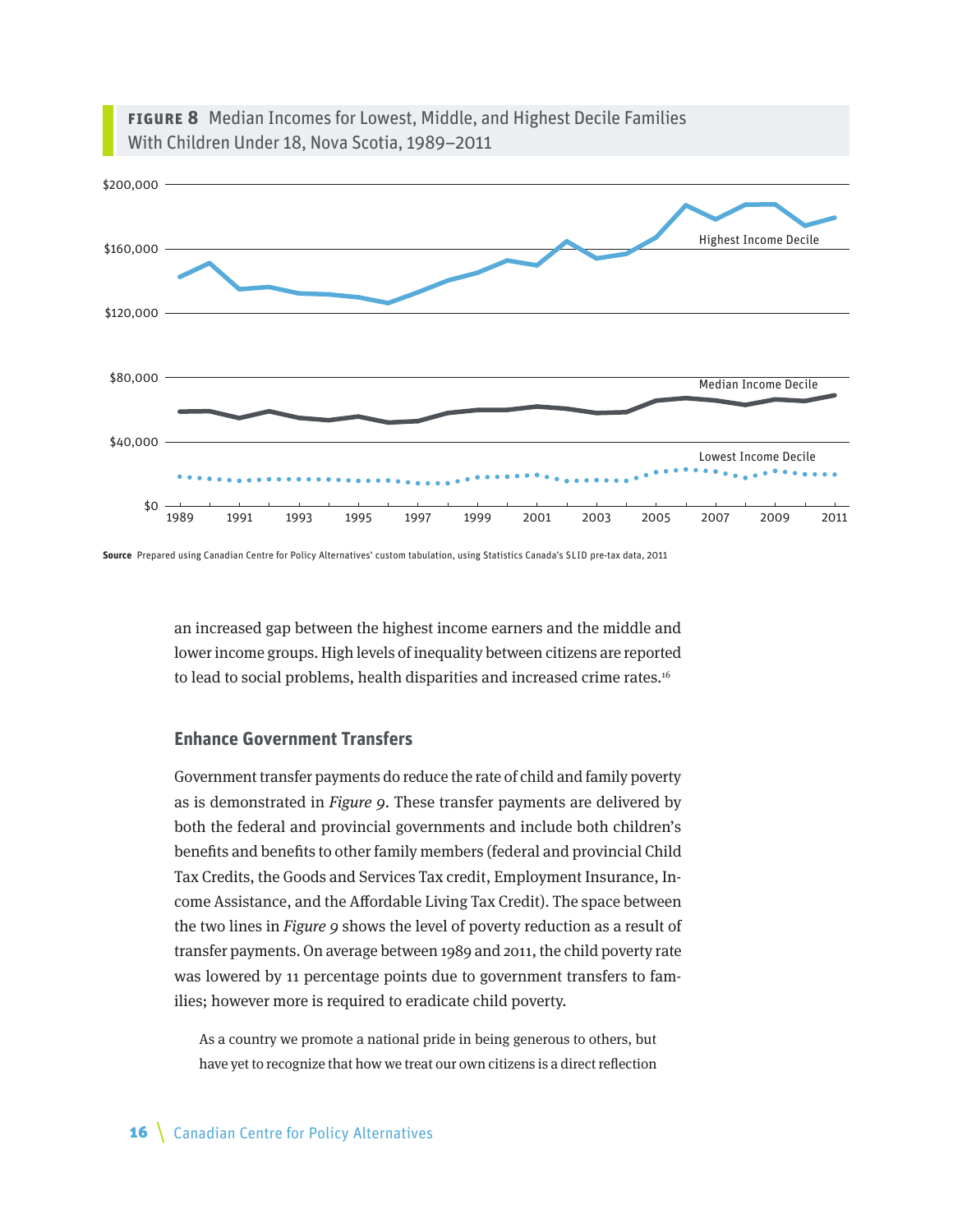**FIGURE 8** Median Incomes for Lowest, Middle, and Highest Decile Families With Children Under 18, Nova Scotia, 1989–2011

**Source** Prepared using Canadian Centre for Policy Alternatives' custom tabulation, using Statistics Canada's SLID pre-tax data, 2011

an increased gap between the highest income earners and the middle and lower income groups. High levels of inequality between citizens are reported to lead to social problems, health disparities and increased crime rates.[16]

### Enhance Government Transfers

Government transfer payments do reduce the rate of child and family poverty as is demonstrated in *Figure 9*. These transfer payments are delivered by both the federal and provincial governments and include both children's benefits and benefits to other family members (federal and provincial Child Tax Credits, the Goods and Services Tax credit, Employment Insurance, Income Assistance, and the Affordable Living Tax Credit). The space between the two lines in *Figure 9* shows the level of poverty reduction as a result of transfer payments. On average between 1989 and 2011, the child poverty rate was lowered by 11 percentage points due to government transfers to families; however more is required to eradicate child poverty.

> As a country we promote a national pride in being generous to others, but have yet to recognize that how we treat our own citizens is a direct reflection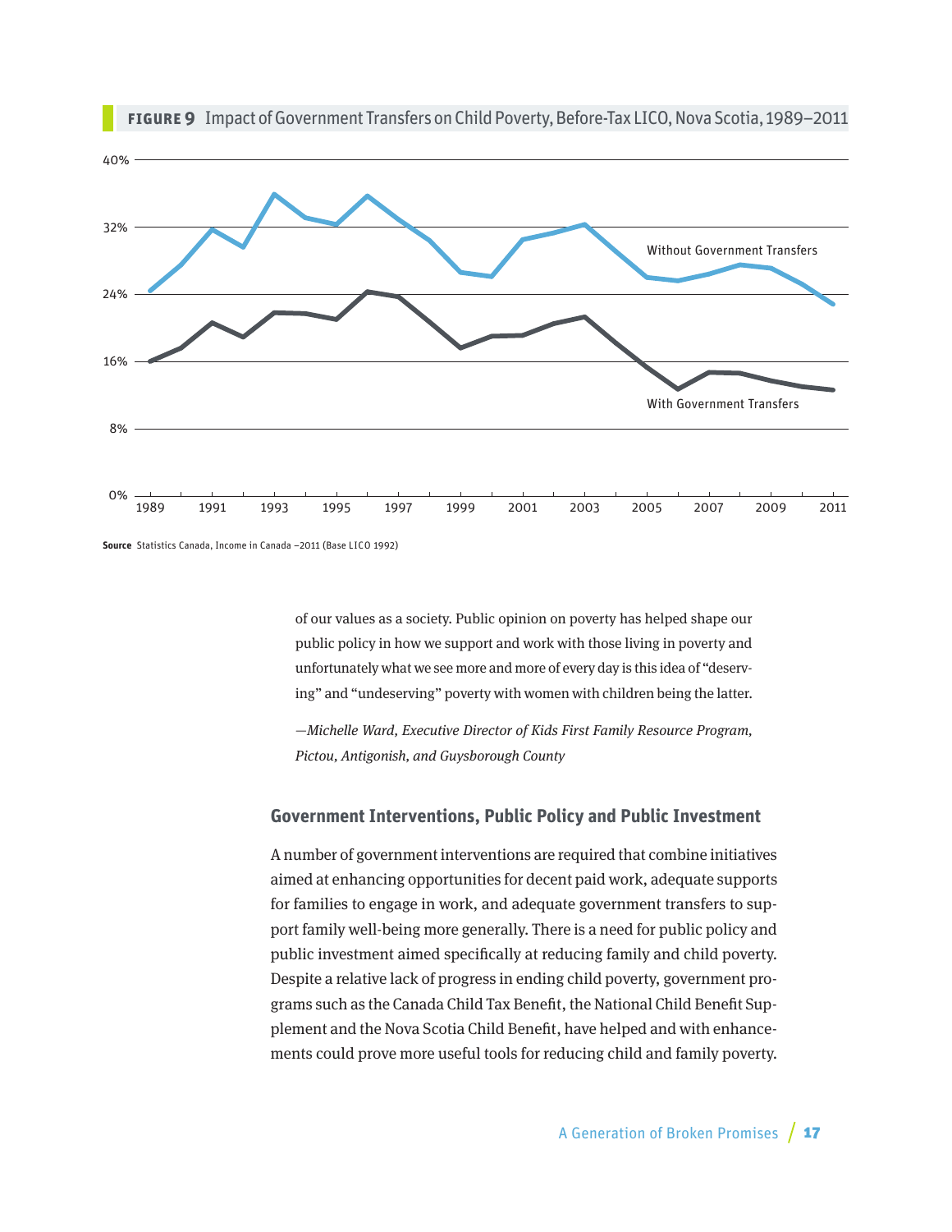**FIGURE 9** Impact of Government Transfers on Child Poverty, Before-Tax LICO, Nova Scotia, 1989–2011

**Source** Statistics Canada, Income in Canada –2011 (Base LICO 1992)

of our values as a society. Public opinion on poverty has helped shape our public policy in how we support and work with those living in poverty and unfortunately what we see more and more of every day is this idea of "deserving" and "undeserving" poverty with women with children being the latter.

*—Michelle Ward, Executive Director of Kids First Family Resource Program, Pictou, Antigonish, and Guysborough County*

## Government Interventions, Public Policy and Public Investment

A number of government interventions are required that combine initiatives aimed at enhancing opportunities for decent paid work, adequate supports for families to engage in work, and adequate government transfers to support family well-being more generally. There is a need for public policy and public investment aimed specifically at reducing family and child poverty. Despite a relative lack of progress in ending child poverty, government programs such as the Canada Child Tax Benefit, the National Child Benefit Supplement and the Nova Scotia Child Benefit, have helped and with enhancements could prove more useful tools for reducing child and family poverty.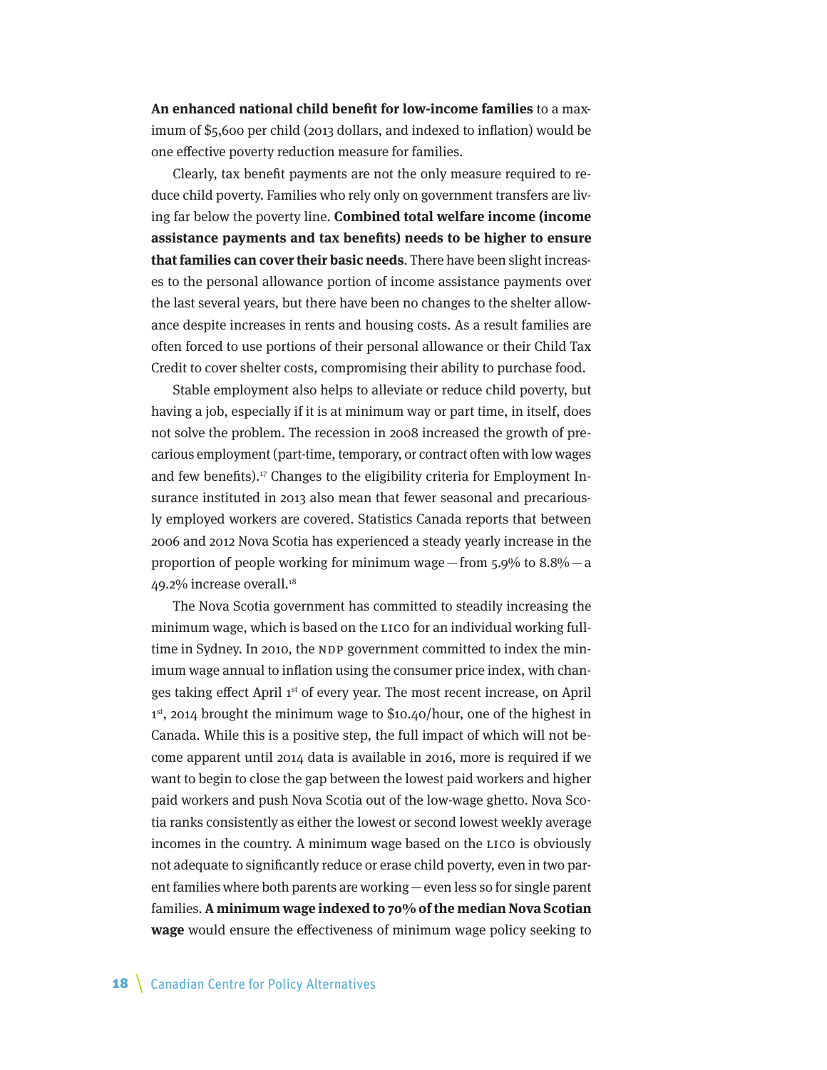**An enhanced national child benefit for low-income families** to a maximum of $5,600 per child (2013 dollars, and indexed to inflation) would be one effective poverty reduction measure for families.

Clearly, tax benefit payments are not the only measure required to reduce child poverty. Families who rely only on government transfers are living far below the poverty line. **Combined total welfare income (income assistance payments and tax benefits) needs to be higher to ensure that families can cover their basic needs**. There have been slight increases to the personal allowance portion of income assistance payments over the last several years, but there have been no changes to the shelter allowance despite increases in rents and housing costs. As a result families are often forced to use portions of their personal allowance or their Child Tax Credit to cover shelter costs, compromising their ability to purchase food.

Stable employment also helps to alleviate or reduce child poverty, but having a job, especially if it is at minimum way or part time, in itself, does not solve the problem. The recession in 2008 increased the growth of precarious employment (part-time, temporary, or contract often with low wages and few benefits).[17] Changes to the eligibility criteria for Employment Insurance instituted in 2013 also mean that fewer seasonal and precariously employed workers are covered. Statistics Canada reports that between 2006 and 2012 Nova Scotia has experienced a steady yearly increase in the proportion of people working for minimum wage — from 5.9% to 8.8% — a 49.2% increase overall.[18]

The Nova Scotia government has committed to steadily increasing the minimum wage, which is based on the LICO for an individual working full-time in Sydney. In 2010, the NDP government committed to index the minimum wage annual to inflation using the consumer price index, with changes taking effect April 1st of every year. The most recent increase, on April 1st, 2014 brought the minimum wage to $10.40/hour, one of the highest in Canada. While this is a positive step, the full impact of which will not become apparent until 2014 data is available in 2016, more is required if we want to begin to close the gap between the lowest paid workers and higher paid workers and push Nova Scotia out of the low-wage ghetto. Nova Scotia ranks consistently as either the lowest or second lowest weekly average incomes in the country. A minimum wage based on the LICO is obviously not adequate to significantly reduce or erase child poverty, even in two parent families where both parents are working — even less so for single parent families. **A minimum wage indexed to 70% of the median Nova Scotian wage** would ensure the effectiveness of minimum wage policy seeking to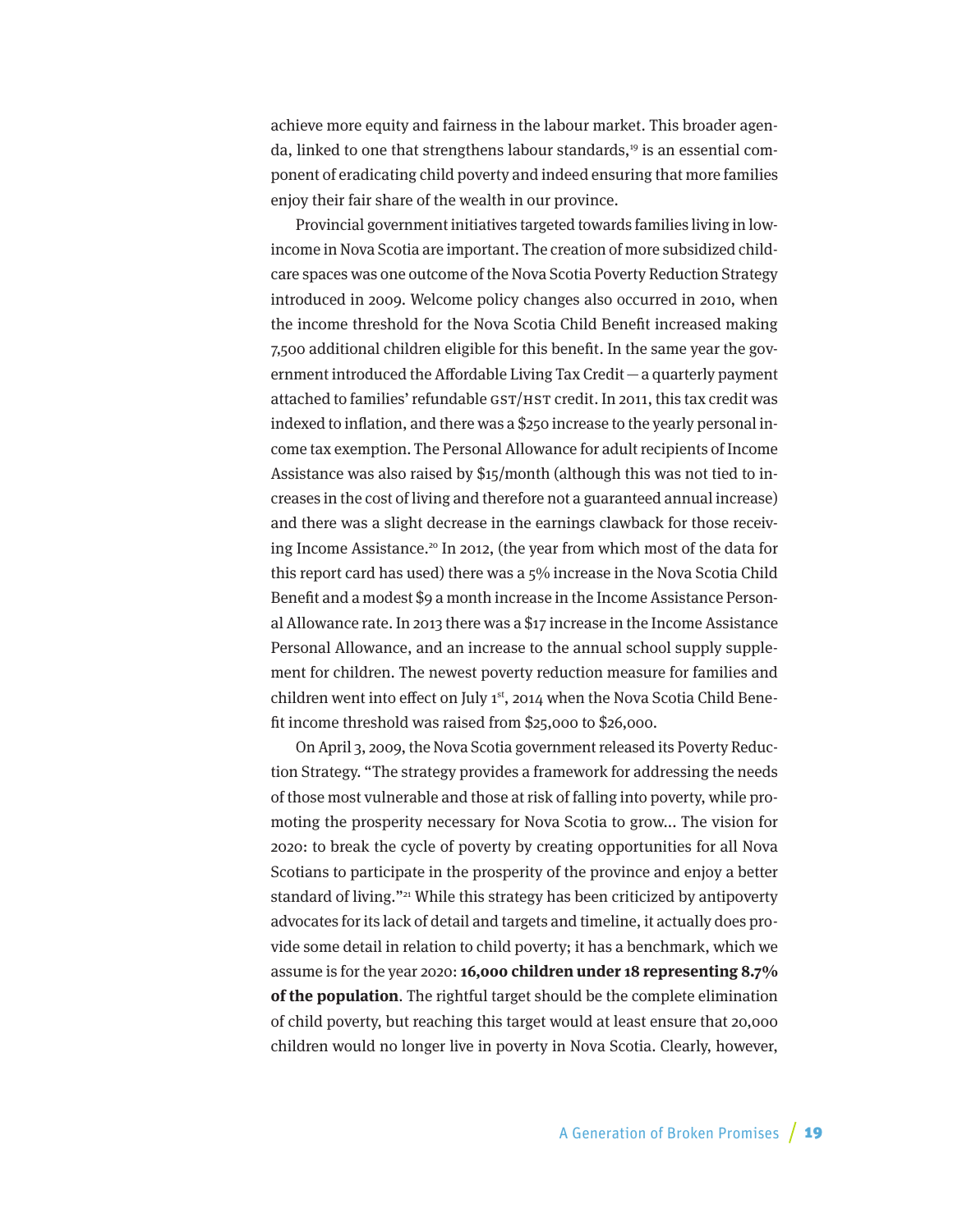achieve more equity and fairness in the labour market. This broader agenda, linked to one that strengthens labour standards,[19] is an essential component of eradicating child poverty and indeed ensuring that more families enjoy their fair share of the wealth in our province.

Provincial government initiatives targeted towards families living in low-income in Nova Scotia are important. The creation of more subsidized child-care spaces was one outcome of the Nova Scotia Poverty Reduction Strategy introduced in 2009. Welcome policy changes also occurred in 2010, when the income threshold for the Nova Scotia Child Benefit increased making 7,500 additional children eligible for this benefit. In the same year the government introduced the Affordable Living Tax Credit—a quarterly payment attached to families' refundable GST/HST credit. In 2011, this tax credit was indexed to inflation, and there was a $250 increase to the yearly personal income tax exemption. The Personal Allowance for adult recipients of Income Assistance was also raised by $15/month (although this was not tied to increases in the cost of living and therefore not a guaranteed annual increase) and there was a slight decrease in the earnings clawback for those receiving Income Assistance.[20] In 2012, (the year from which most of the data for this report card has used) there was a 5% increase in the Nova Scotia Child Benefit and a modest $9 a month increase in the Income Assistance Personal Allowance rate. In 2013 there was a $17 increase in the Income Assistance Personal Allowance, and an increase to the annual school supply supplement for children. The newest poverty reduction measure for families and children went into effect on July 1st, 2014 when the Nova Scotia Child Benefit income threshold was raised from $25,000 to $26,000.

On April 3, 2009, the Nova Scotia government released its Poverty Reduction Strategy. "The strategy provides a framework for addressing the needs of those most vulnerable and those at risk of falling into poverty, while promoting the prosperity necessary for Nova Scotia to grow… The vision for 2020: to break the cycle of poverty by creating opportunities for all Nova Scotians to participate in the prosperity of the province and enjoy a better standard of living."[21] While this strategy has been criticized by antipoverty advocates for its lack of detail and targets and timeline, it actually does provide some detail in relation to child poverty; it has a benchmark, which we assume is for the year 2020: **16,000 children under 18 representing 8.7% of the population**. The rightful target should be the complete elimination of child poverty, but reaching this target would at least ensure that 20,000 children would no longer live in poverty in Nova Scotia. Clearly, however,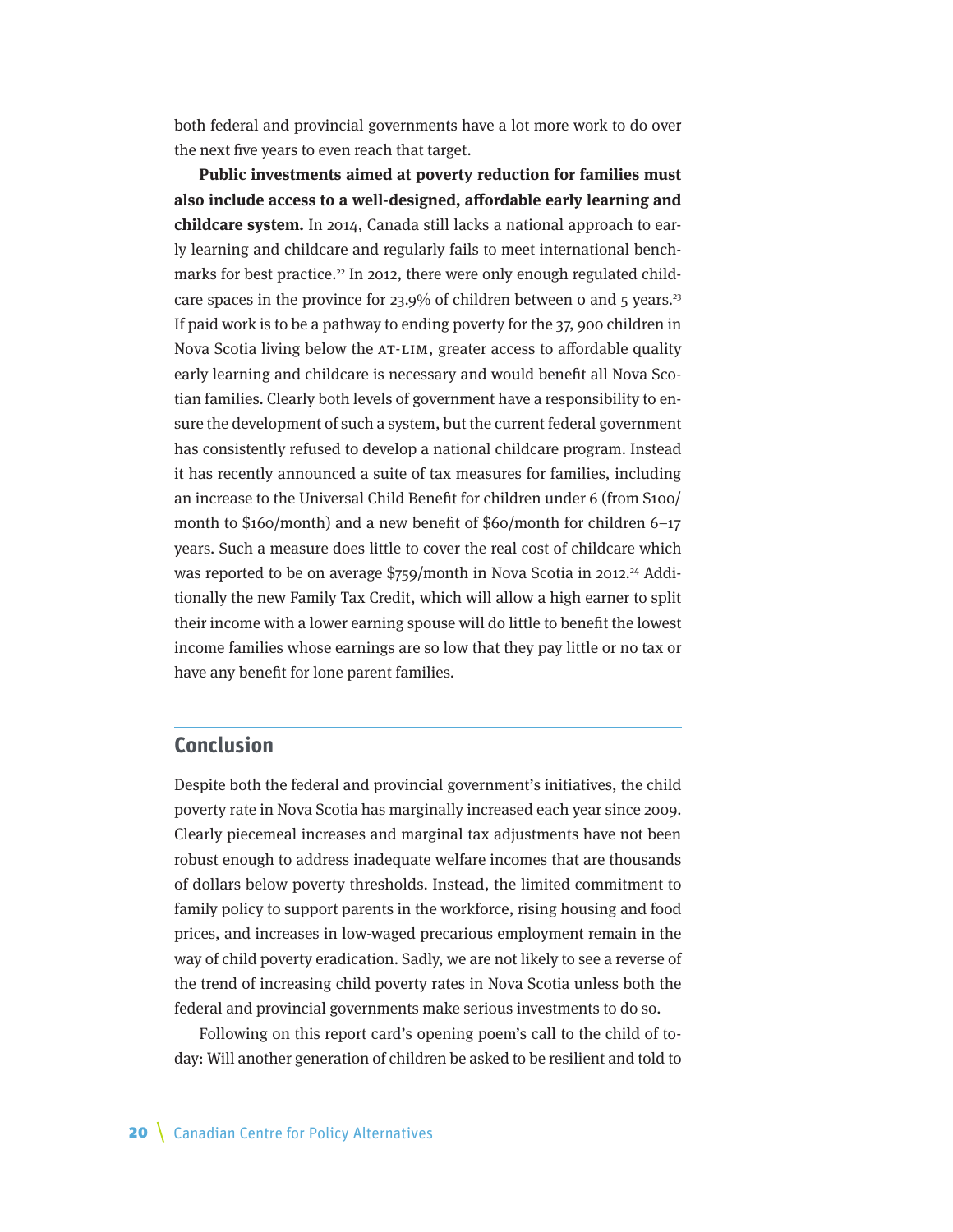both federal and provincial governments have a lot more work to do over the next five years to even reach that target.

**Public investments aimed at poverty reduction for families must also include access to a well-designed, affordable early learning and childcare system.** In 2014, Canada still lacks a national approach to early learning and childcare and regularly fails to meet international benchmarks for best practice.[22] In 2012, there were only enough regulated childcare spaces in the province for 23.9% of children between 0 and 5 years.[23] If paid work is to be a pathway to ending poverty for the 37, 900 children in Nova Scotia living below the AT-LIM, greater access to affordable quality early learning and childcare is necessary and would benefit all Nova Scotian families. Clearly both levels of government have a responsibility to ensure the development of such a system, but the current federal government has consistently refused to develop a national childcare program. Instead it has recently announced a suite of tax measures for families, including an increase to the Universal Child Benefit for children under 6 (from $100/month to $160/month) and a new benefit of $60/month for children 6–17 years. Such a measure does little to cover the real cost of childcare which was reported to be on average $759/month in Nova Scotia in 2012.[24] Additionally the new Family Tax Credit, which will allow a high earner to split their income with a lower earning spouse will do little to benefit the lowest income families whose earnings are so low that they pay little or no tax or have any benefit for lone parent families.

## Conclusion

Despite both the federal and provincial government's initiatives, the child poverty rate in Nova Scotia has marginally increased each year since 2009. Clearly piecemeal increases and marginal tax adjustments have not been robust enough to address inadequate welfare incomes that are thousands of dollars below poverty thresholds. Instead, the limited commitment to family policy to support parents in the workforce, rising housing and food prices, and increases in low-waged precarious employment remain in the way of child poverty eradication. Sadly, we are not likely to see a reverse of the trend of increasing child poverty rates in Nova Scotia unless both the federal and provincial governments make serious investments to do so.

Following on this report card's opening poem's call to the child of today: Will another generation of children be asked to be resilient and told to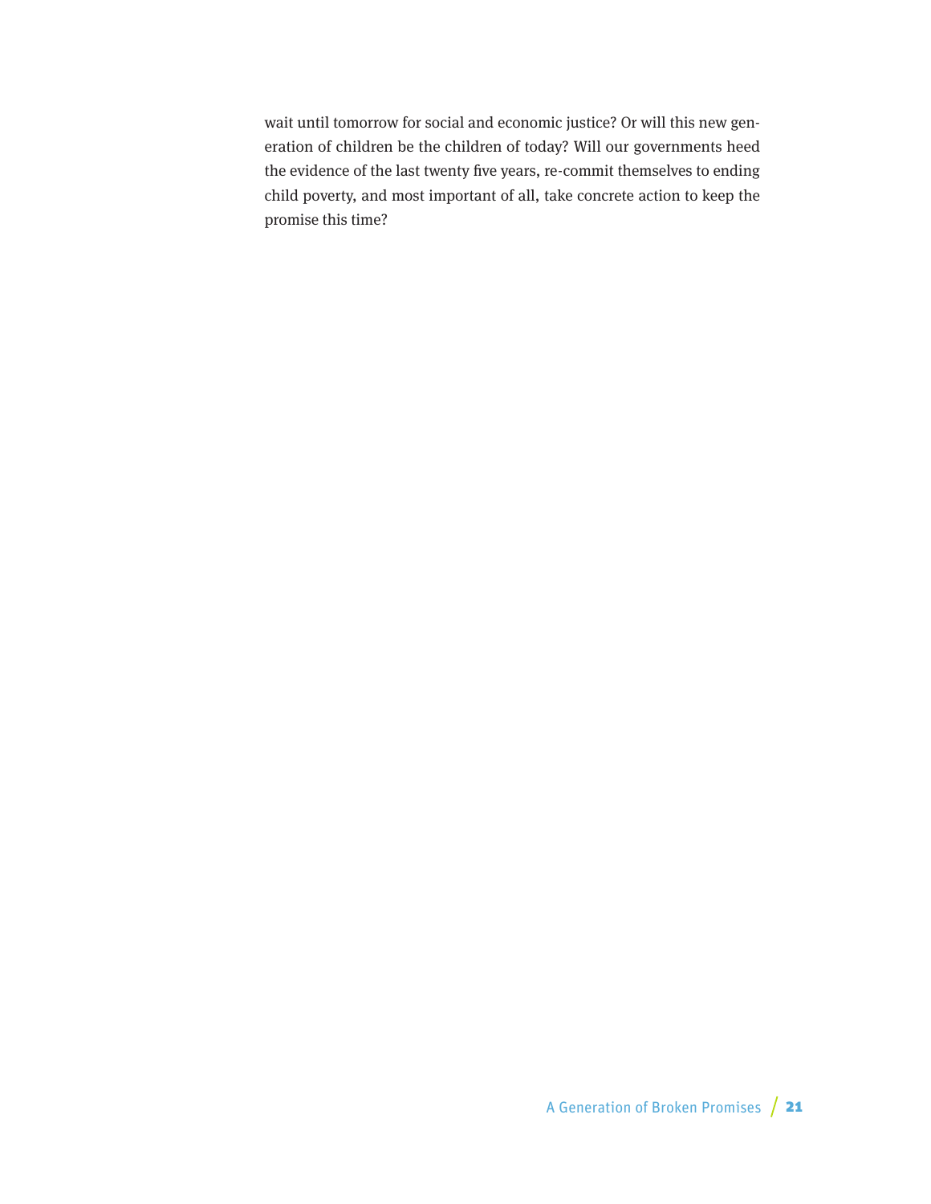wait until tomorrow for social and economic justice? Or will this new generation of children be the children of today? Will our governments heed the evidence of the last twenty five years, re-commit themselves to ending child poverty, and most important of all, take concrete action to keep the promise this time?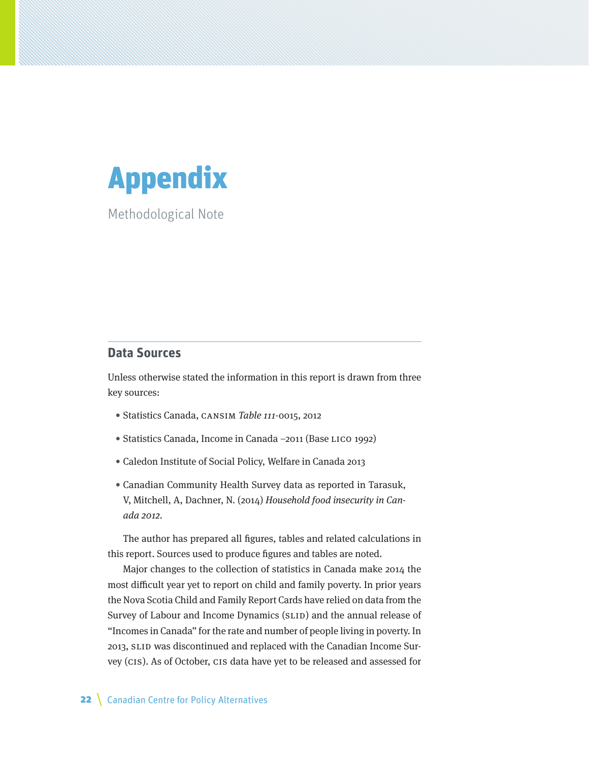# Appendix

Methodological Note

## Data Sources

Unless otherwise stated the information in this report is drawn from three key sources:

- Statistics Canada, CANSIM *Table 111*-0015, 2012
- Statistics Canada, Income in Canada –2011 (Base LICO 1992)
- Caledon Institute of Social Policy, Welfare in Canada 2013
- Canadian Community Health Survey data as reported in Tarasuk, V, Mitchell, A, Dachner, N. (2014) *Household food insecurity in Canada 2012*.

The author has prepared all figures, tables and related calculations in this report. Sources used to produce figures and tables are noted.

Major changes to the collection of statistics in Canada make 2014 the most difficult year yet to report on child and family poverty. In prior years the Nova Scotia Child and Family Report Cards have relied on data from the Survey of Labour and Income Dynamics (SLID) and the annual release of "Incomes in Canada" for the rate and number of people living in poverty. In 2013, SLID was discontinued and replaced with the Canadian Income Survey (CIS). As of October, CIS data have yet to be released and assessed for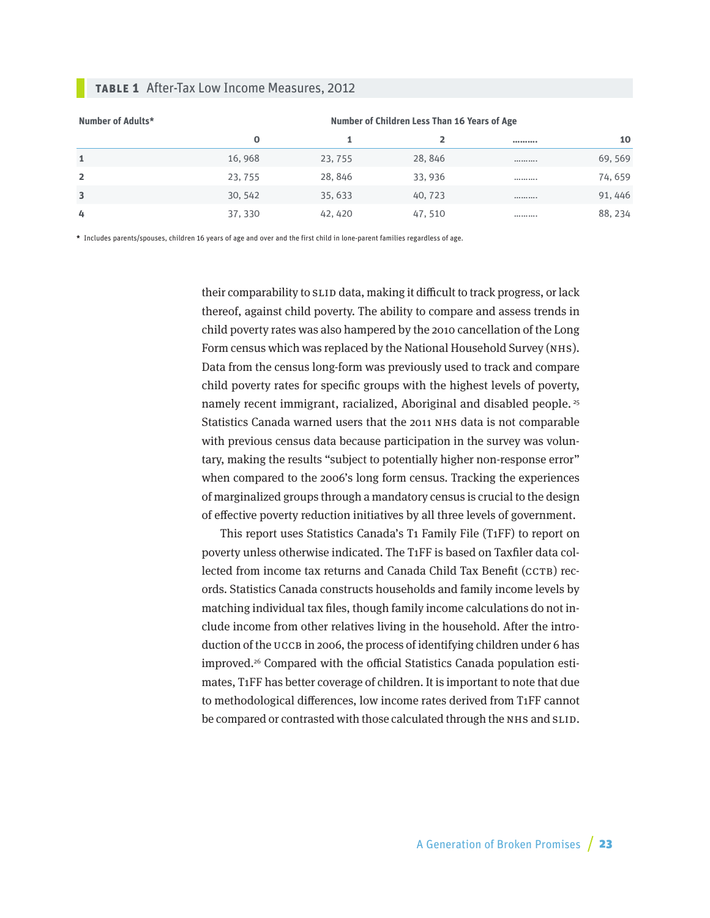**TABLE 1** After-Tax Low Income Measures, 2012

| Number of Adults* | Number of Children Less Than 16 Years of Age | | | | |
|---|---|---|---|---|---|
| | 0 | 1 | 2 | ………. | 10 |
| 1 | 16, 968 | 23, 755 | 28, 846 | ………. | 69, 569 |
| 2 | 23, 755 | 28, 846 | 33, 936 | ………. | 74, 659 |
| 3 | 30, 542 | 35, 633 | 40, 723 | ………. | 91, 446 |
| 4 | 37, 330 | 42, 420 | 47, 510 | ………. | 88, 234 |

* Includes parents/spouses, children 16 years of age and over and the first child in lone-parent families regardless of age.

their comparability to SLID data, making it difficult to track progress, or lack thereof, against child poverty. The ability to compare and assess trends in child poverty rates was also hampered by the 2010 cancellation of the Long Form census which was replaced by the National Household Survey (NHS). Data from the census long-form was previously used to track and compare child poverty rates for specific groups with the highest levels of poverty, namely recent immigrant, racialized, Aboriginal and disabled people.[25] Statistics Canada warned users that the 2011 NHS data is not comparable with previous census data because participation in the survey was voluntary, making the results "subject to potentially higher non-response error" when compared to the 2006's long form census. Tracking the experiences of marginalized groups through a mandatory census is crucial to the design of effective poverty reduction initiatives by all three levels of government.

This report uses Statistics Canada's T1 Family File (T1FF) to report on poverty unless otherwise indicated. The T1FF is based on Taxfiler data collected from income tax returns and Canada Child Tax Benefit (CCTB) records. Statistics Canada constructs households and family income levels by matching individual tax files, though family income calculations do not include income from other relatives living in the household. After the introduction of the UCCB in 2006, the process of identifying children under 6 has improved.[26] Compared with the official Statistics Canada population estimates, T1FF has better coverage of children. It is important to note that due to methodological differences, low income rates derived from T1FF cannot be compared or contrasted with those calculated through the NHS and SLID.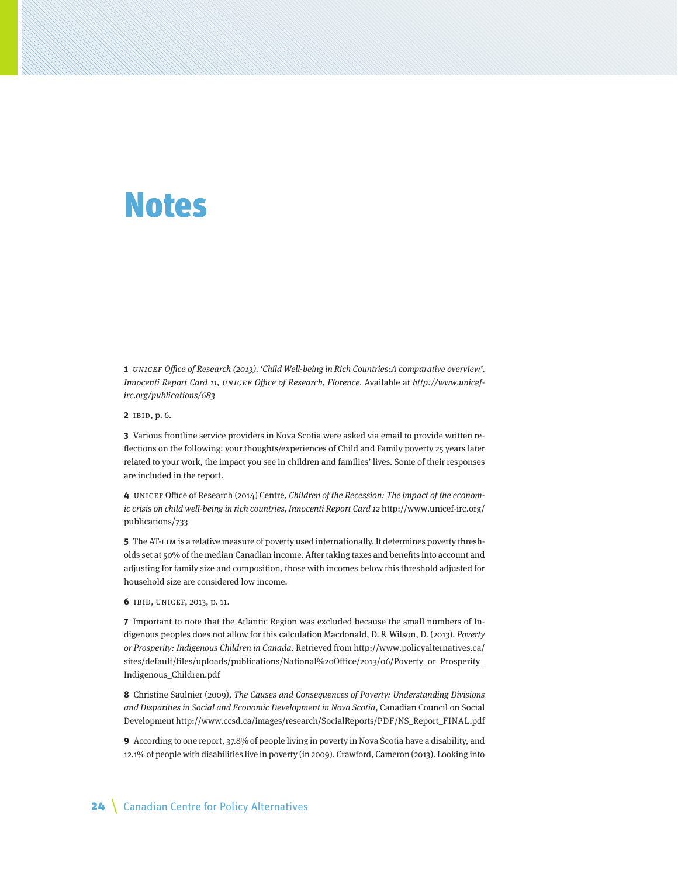# Notes

**1** *UNICEF Office of Research (2013). 'Child Well-being in Rich Countries:A comparative overview', Innocenti Report Card 11, UNICEF Office of Research, Florence.* Available at *http://www.unicef-irc.org/publications/683*

**2** IBID, p. 6.

**3** Various frontline service providers in Nova Scotia were asked via email to provide written reflections on the following: your thoughts/experiences of Child and Family poverty 25 years later related to your work, the impact you see in children and families' lives. Some of their responses are included in the report.

**4** UNICEF Office of Research (2014) Centre, *Children of the Recession: The impact of the economic crisis on child well-being in rich countries, Innocenti Report Card 12* http://www.unicef-irc.org/publications/733

**5** The AT-LIM is a relative measure of poverty used internationally. It determines poverty thresholds set at 50% of the median Canadian income. After taking taxes and benefits into account and adjusting for family size and composition, those with incomes below this threshold adjusted for household size are considered low income.

**6** IBID, UNICEF, 2013, p. 11.

**7** Important to note that the Atlantic Region was excluded because the small numbers of Indigenous peoples does not allow for this calculation Macdonald, D. & Wilson, D. (2013). *Poverty or Prosperity: Indigenous Children in Canada*. Retrieved from http://www.policyalternatives.ca/sites/default/files/uploads/publications/National%20Office/2013/06/Poverty_or_Prosperity_Indigenous_Children.pdf

**8** Christine Saulnier (2009), *The Causes and Consequences of Poverty: Understanding Divisions and Disparities in Social and Economic Development in Nova Scotia*, Canadian Council on Social Development http://www.ccsd.ca/images/research/SocialReports/PDF/NS_Report_FINAL.pdf

**9** According to one report, 37.8% of people living in poverty in Nova Scotia have a disability, and 12.1% of people with disabilities live in poverty (in 2009). Crawford, Cameron (2013). Looking into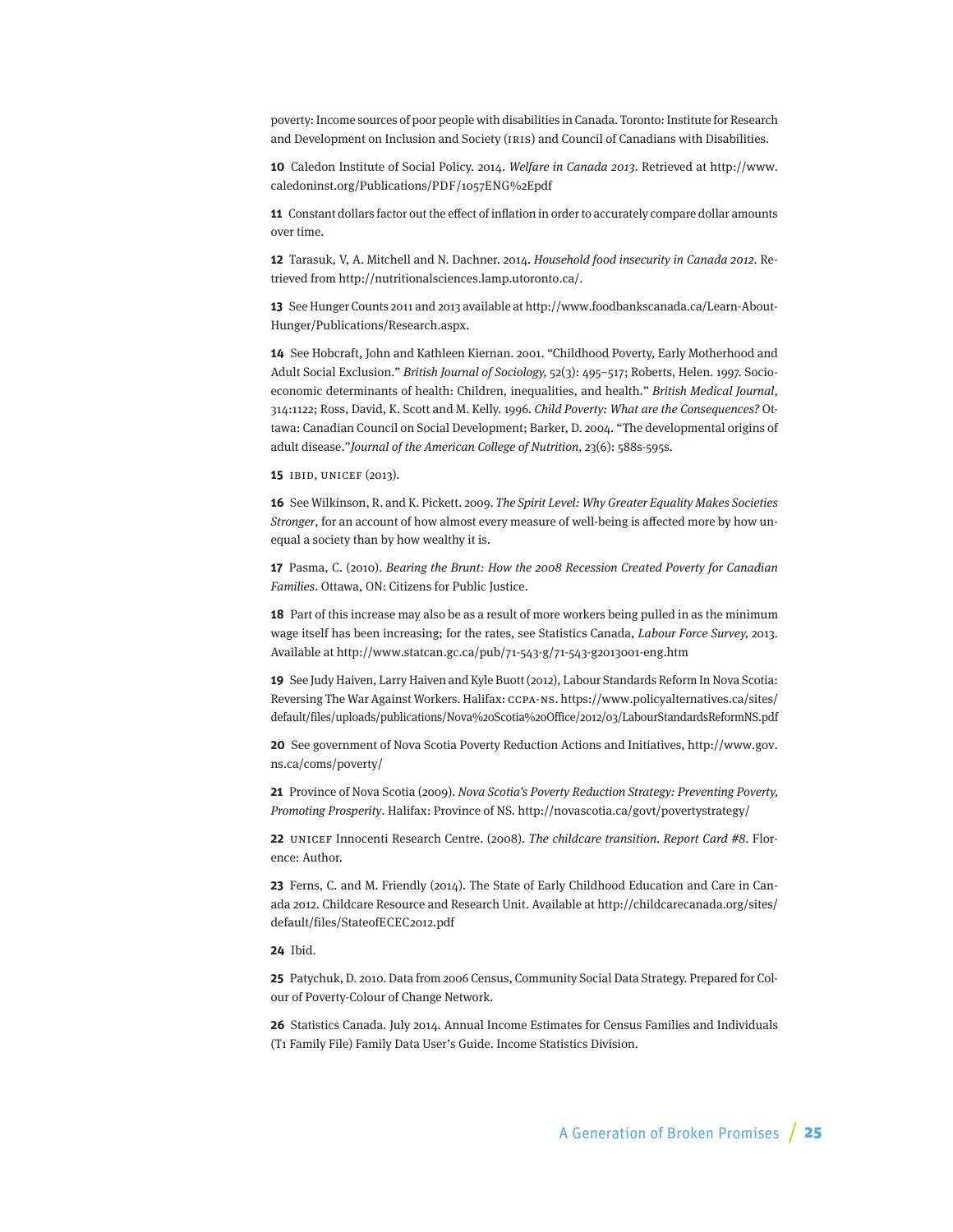poverty: Income sources of poor people with disabilities in Canada. Toronto: Institute for Research and Development on Inclusion and Society (IRIS) and Council of Canadians with Disabilities.

**10** Caledon Institute of Social Policy. 2014. *Welfare in Canada 2013*. Retrieved at http://www.caledoninst.org/Publications/PDF/1057ENG%2Epdf

**11** Constant dollars factor out the effect of inflation in order to accurately compare dollar amounts over time.

**12** Tarasuk, V, A. Mitchell and N. Dachner. 2014. *Household food insecurity in Canada 2012*. Retrieved from http://nutritionalsciences.lamp.utoronto.ca/.

**13** See Hunger Counts 2011 and 2013 available at http://www.foodbankscanada.ca/Learn-About-Hunger/Publications/Research.aspx.

**14** See Hobcraft, John and Kathleen Kiernan. 2001. "Childhood Poverty, Early Motherhood and Adult Social Exclusion." *British Journal of Sociology*, 52(3): 495–517; Roberts, Helen. 1997. Socioeconomic determinants of health: Children, inequalities, and health." *British Medical Journal*, 314:1122; Ross, David, K. Scott and M. Kelly. 1996. *Child Poverty: What are the Consequences?* Ottawa: Canadian Council on Social Development; Barker, D. 2004. "The developmental origins of adult disease."*Journal of the American College of Nutrition*, 23(6): 588s-595s.

**15** IBID, UNICEF (2013).

**16** See Wilkinson, R. and K. Pickett. 2009. *The Spirit Level: Why Greater Equality Makes Societies Stronger*, for an account of how almost every measure of well-being is affected more by how unequal a society than by how wealthy it is.

**17** Pasma, C. (2010). *Bearing the Brunt: How the 2008 Recession Created Poverty for Canadian Families*. Ottawa, ON: Citizens for Public Justice.

**18** Part of this increase may also be as a result of more workers being pulled in as the minimum wage itself has been increasing; for the rates, see Statistics Canada, *Labour Force Survey*, 2013. Available at http://www.statcan.gc.ca/pub/71-543-g/71-543-g2013001-eng.htm

**19** See Judy Haiven, Larry Haiven and Kyle Buott (2012), Labour Standards Reform In Nova Scotia: Reversing The War Against Workers. Halifax: CCPA-NS. https://www.policyalternatives.ca/sites/default/files/uploads/publications/Nova%20Scotia%20Office/2012/03/LabourStandardsReformNS.pdf

**20** See government of Nova Scotia Poverty Reduction Actions and Initiatives, http://www.gov.ns.ca/coms/poverty/

**21** Province of Nova Scotia (2009). *Nova Scotia's Poverty Reduction Strategy: Preventing Poverty, Promoting Prosperity*. Halifax: Province of NS. http://novascotia.ca/govt/povertystrategy/

**22** UNICEF Innocenti Research Centre. (2008). *The childcare transition. Report Card #8*. Florence: Author.

**23** Ferns, C. and M. Friendly (2014). The State of Early Childhood Education and Care in Canada 2012. Childcare Resource and Research Unit. Available at http://childcarecanada.org/sites/default/files/StateofECEC2012.pdf

**24** Ibid.

**25** Patychuk, D. 2010. Data from 2006 Census, Community Social Data Strategy. Prepared for Colour of Poverty-Colour of Change Network.

**26** Statistics Canada. July 2014. Annual Income Estimates for Census Families and Individuals (T1 Family File) Family Data User's Guide. Income Statistics Division.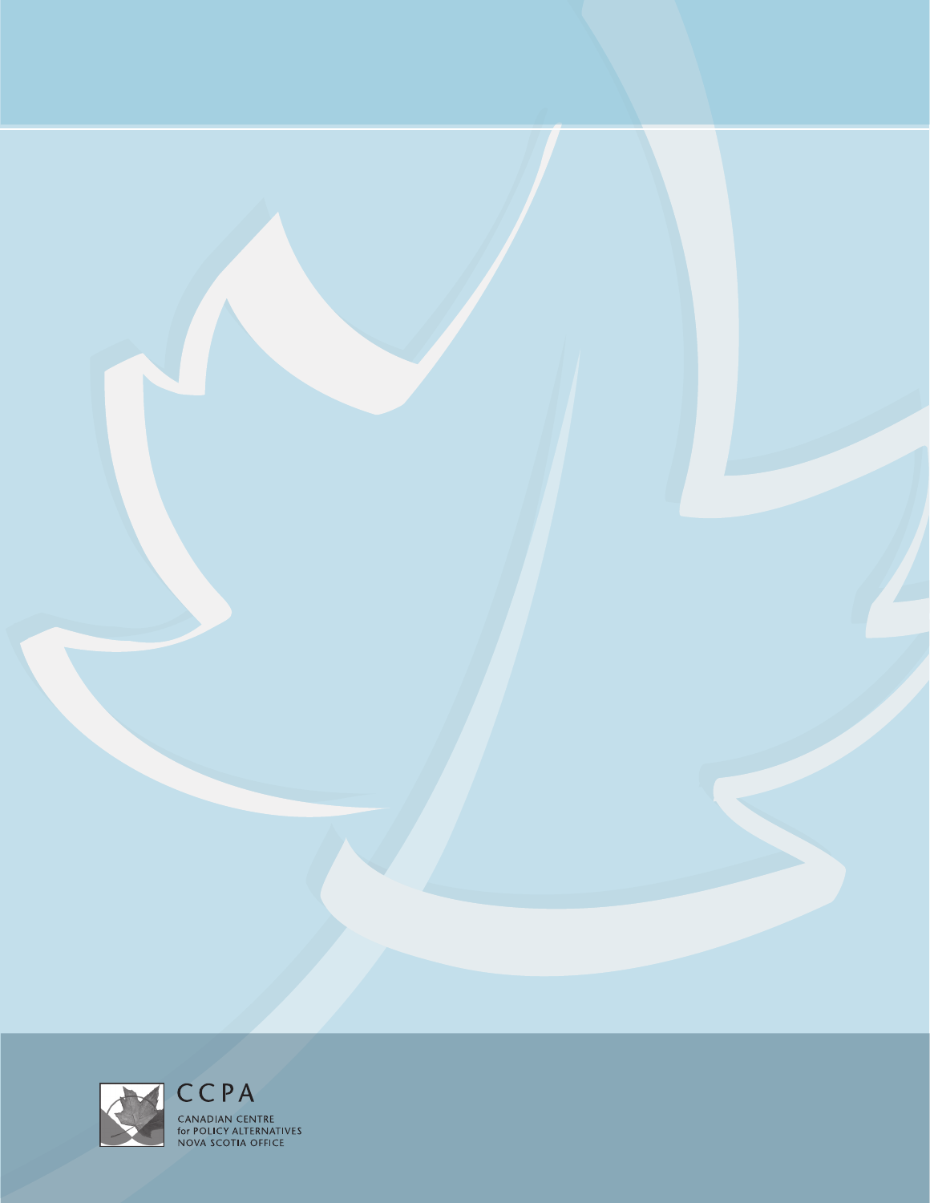CCPA

CANADIAN CENTRE
for POLICY ALTERNATIVES
NOVA SCOTIA OFFICE